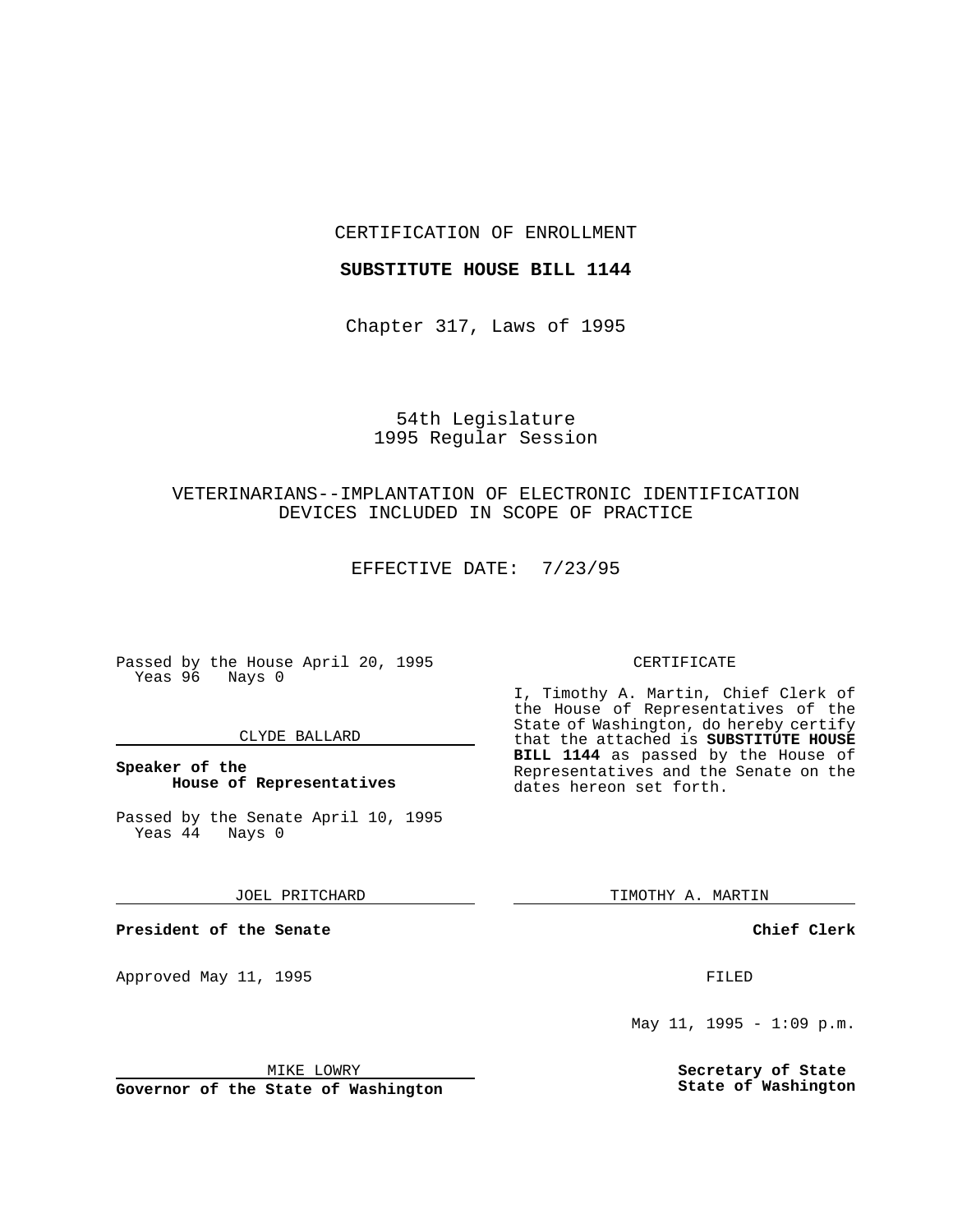CERTIFICATION OF ENROLLMENT

**SUBSTITUTE HOUSE BILL 1144**

Chapter 317, Laws of 1995

54th Legislature
1995 Regular Session

VETERINARIANS--IMPLANTATION OF ELECTRONIC IDENTIFICATION DEVICES INCLUDED IN SCOPE OF PRACTICE

EFFECTIVE DATE: 7/23/95

Passed by the House April 20, 1995
Yeas 96 Nays 0

CLYDE BALLARD

**Speaker of the House of Representatives**

Passed by the Senate April 10, 1995
Yeas 44 Nays 0

JOEL PRITCHARD

**President of the Senate**

Approved May 11, 1995

MIKE LOWRY

**Governor of the State of Washington**

CERTIFICATE

I, Timothy A. Martin, Chief Clerk of the House of Representatives of the State of Washington, do hereby certify that the attached is **SUBSTITUTE HOUSE BILL 1144** as passed by the House of Representatives and the Senate on the dates hereon set forth.

TIMOTHY A. MARTIN

**Chief Clerk**

FILED

May 11, 1995 - 1:09 p.m.

**Secretary of State**
**State of Washington**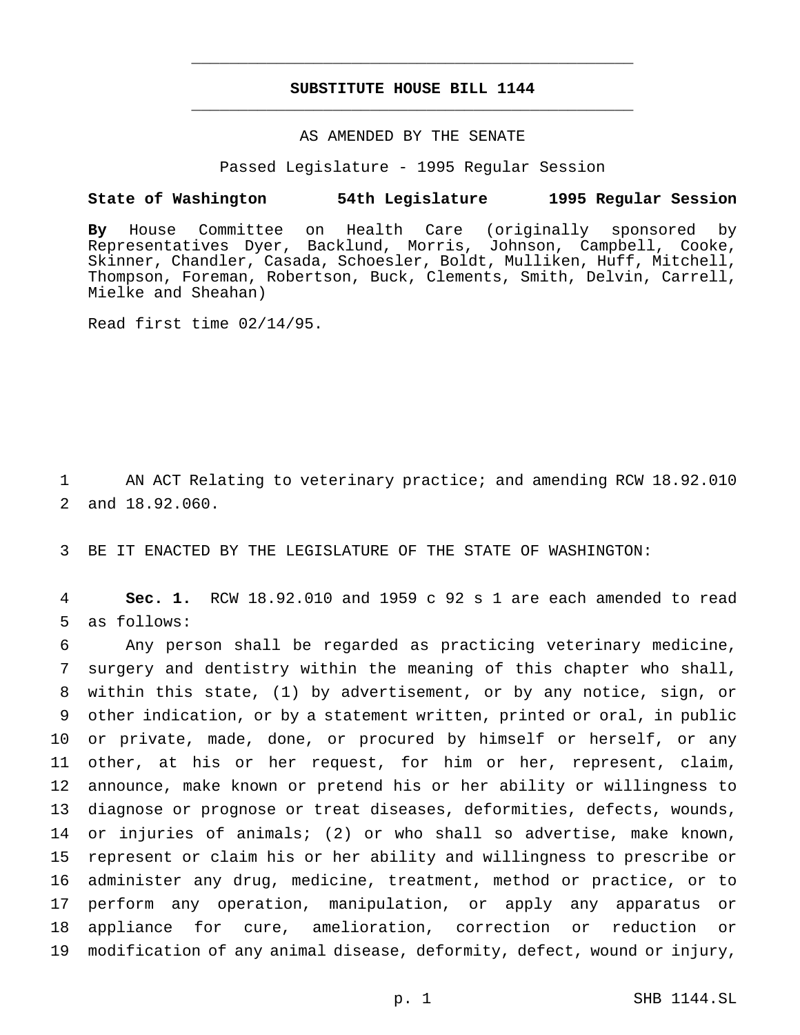**SUBSTITUTE HOUSE BILL 1144**

AS AMENDED BY THE SENATE

Passed Legislature - 1995 Regular Session

**State of Washington 54th Legislature 1995 Regular Session**

**By** House Committee on Health Care (originally sponsored by Representatives Dyer, Backlund, Morris, Johnson, Campbell, Cooke, Skinner, Chandler, Casada, Schoesler, Boldt, Mulliken, Huff, Mitchell, Thompson, Foreman, Robertson, Buck, Clements, Smith, Delvin, Carrell, Mielke and Sheahan)

Read first time 02/14/95.

AN ACT Relating to veterinary practice; and amending RCW 18.92.010 and 18.92.060.

BE IT ENACTED BY THE LEGISLATURE OF THE STATE OF WASHINGTON:

**Sec. 1.** RCW 18.92.010 and 1959 c 92 s 1 are each amended to read as follows:

Any person shall be regarded as practicing veterinary medicine, surgery and dentistry within the meaning of this chapter who shall, within this state, (1) by advertisement, or by any notice, sign, or other indication, or by a statement written, printed or oral, in public or private, made, done, or procured by himself or herself, or any other, at his or her request, for him or her, represent, claim, announce, make known or pretend his or her ability or willingness to diagnose or prognose or treat diseases, deformities, defects, wounds, or injuries of animals; (2) or who shall so advertise, make known, represent or claim his or her ability and willingness to prescribe or administer any drug, medicine, treatment, method or practice, or to perform any operation, manipulation, or apply any apparatus or appliance for cure, amelioration, correction or reduction or modification of any animal disease, deformity, defect, wound or injury,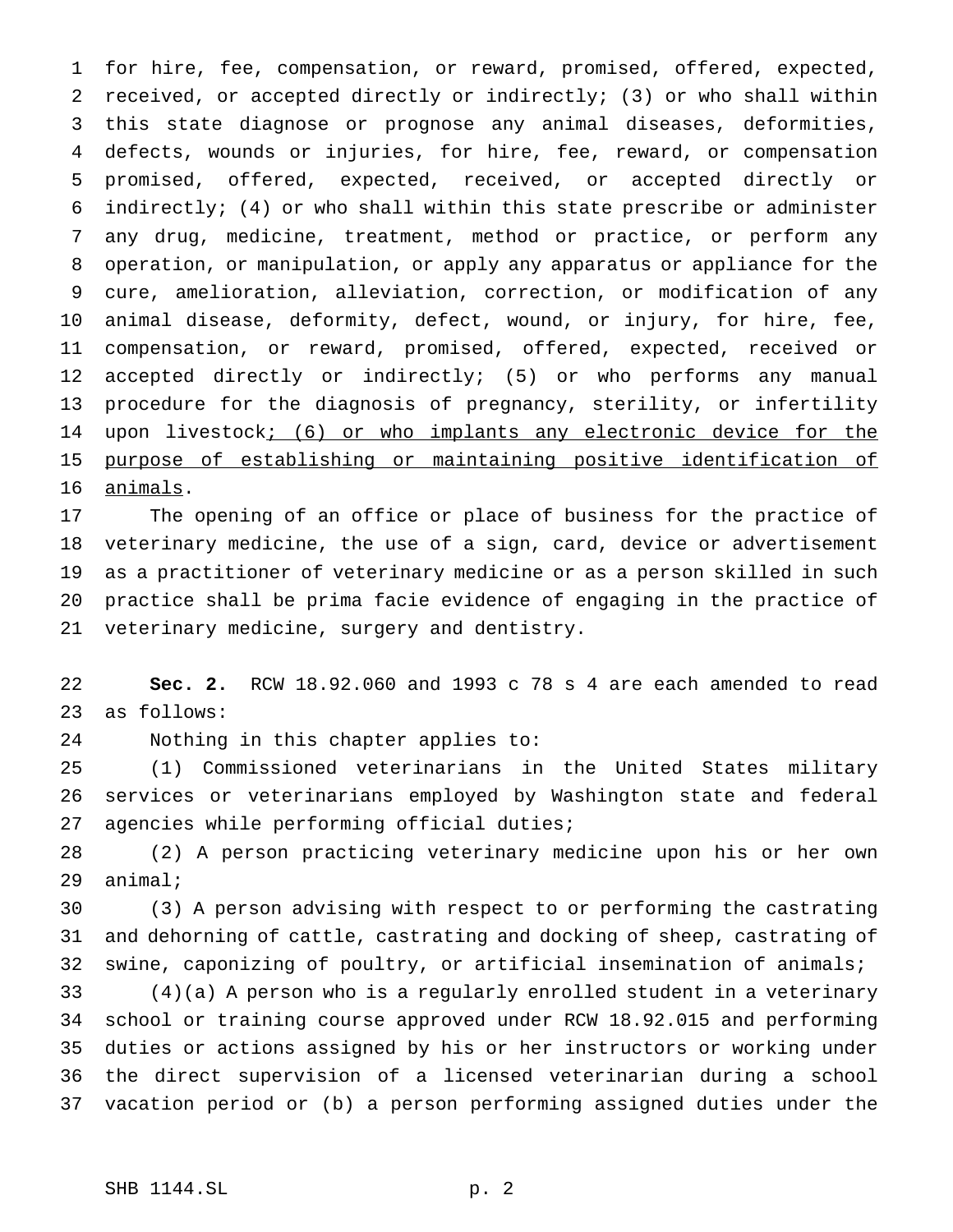for hire, fee, compensation, or reward, promised, offered, expected, received, or accepted directly or indirectly; (3) or who shall within this state diagnose or prognose any animal diseases, deformities, defects, wounds or injuries, for hire, fee, reward, or compensation promised, offered, expected, received, or accepted directly or indirectly; (4) or who shall within this state prescribe or administer any drug, medicine, treatment, method or practice, or perform any operation, or manipulation, or apply any apparatus or appliance for the cure, amelioration, alleviation, correction, or modification of any animal disease, deformity, defect, wound, or injury, for hire, fee, compensation, or reward, promised, offered, expected, received or accepted directly or indirectly; (5) or who performs any manual procedure for the diagnosis of pregnancy, sterility, or infertility upon livestock; (6) or who implants any electronic device for the purpose of establishing or maintaining positive identification of animals.

The opening of an office or place of business for the practice of veterinary medicine, the use of a sign, card, device or advertisement as a practitioner of veterinary medicine or as a person skilled in such practice shall be prima facie evidence of engaging in the practice of veterinary medicine, surgery and dentistry.

**Sec. 2.** RCW 18.92.060 and 1993 c 78 s 4 are each amended to read as follows:

Nothing in this chapter applies to:

(1) Commissioned veterinarians in the United States military services or veterinarians employed by Washington state and federal agencies while performing official duties;

(2) A person practicing veterinary medicine upon his or her own animal;

(3) A person advising with respect to or performing the castrating and dehorning of cattle, castrating and docking of sheep, castrating of swine, caponizing of poultry, or artificial insemination of animals;

(4)(a) A person who is a regularly enrolled student in a veterinary school or training course approved under RCW 18.92.015 and performing duties or actions assigned by his or her instructors or working under the direct supervision of a licensed veterinarian during a school vacation period or (b) a person performing assigned duties under the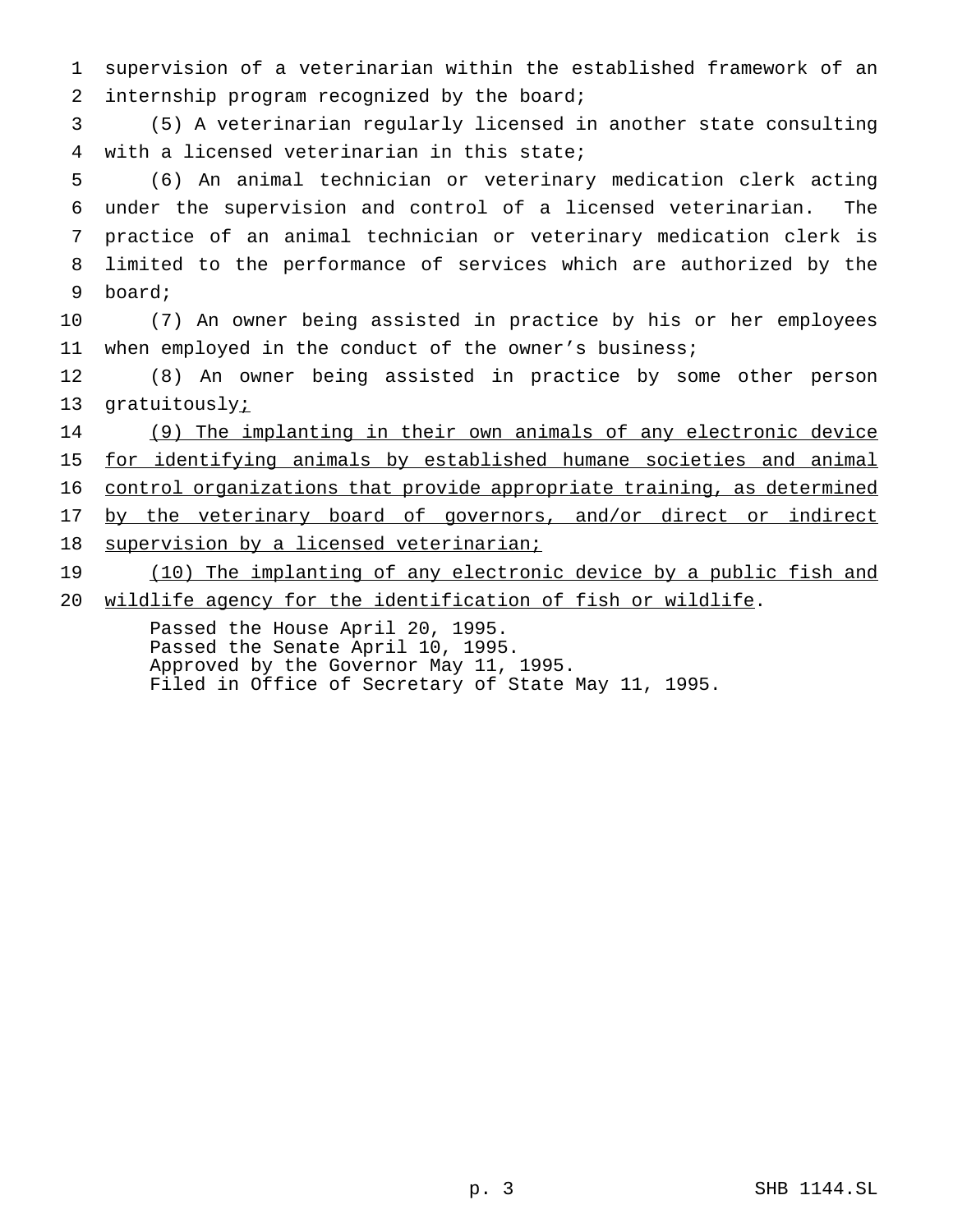supervision of a veterinarian within the established framework of an internship program recognized by the board;

(5) A veterinarian regularly licensed in another state consulting with a licensed veterinarian in this state;

(6) An animal technician or veterinary medication clerk acting under the supervision and control of a licensed veterinarian. The practice of an animal technician or veterinary medication clerk is limited to the performance of services which are authorized by the board;

(7) An owner being assisted in practice by his or her employees when employed in the conduct of the owner's business;

(8) An owner being assisted in practice by some other person gratuitously;

(9) The implanting in their own animals of any electronic device for identifying animals by established humane societies and animal control organizations that provide appropriate training, as determined by the veterinary board of governors, and/or direct or indirect supervision by a licensed veterinarian;

(10) The implanting of any electronic device by a public fish and wildlife agency for the identification of fish or wildlife.

Passed the House April 20, 1995.
Passed the Senate April 10, 1995.
Approved by the Governor May 11, 1995.
Filed in Office of Secretary of State May 11, 1995.